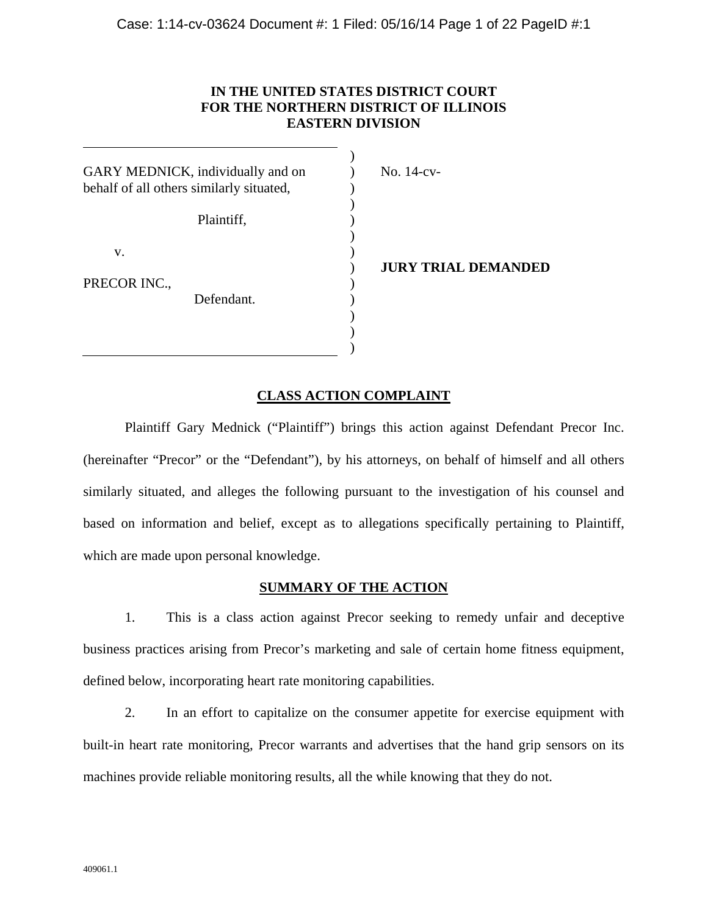**IN THE UNITED STATES DISTRICT COURT**
**FOR THE NORTHERN DISTRICT OF ILLINOIS**
**EASTERN DIVISION**

GARY MEDNICK, individually and on behalf of all others similarly situated,

Plaintiff,

v.

PRECOR INC.,

Defendant.

No. 14-cv-

**JURY TRIAL DEMANDED**

## CLASS ACTION COMPLAINT

Plaintiff Gary Mednick ("Plaintiff") brings this action against Defendant Precor Inc. (hereinafter "Precor" or the "Defendant"), by his attorneys, on behalf of himself and all others similarly situated, and alleges the following pursuant to the investigation of his counsel and based on information and belief, except as to allegations specifically pertaining to Plaintiff, which are made upon personal knowledge.

## SUMMARY OF THE ACTION

1. This is a class action against Precor seeking to remedy unfair and deceptive business practices arising from Precor's marketing and sale of certain home fitness equipment, defined below, incorporating heart rate monitoring capabilities.

2. In an effort to capitalize on the consumer appetite for exercise equipment with built-in heart rate monitoring, Precor warrants and advertises that the hand grip sensors on its machines provide reliable monitoring results, all the while knowing that they do not.

409061.1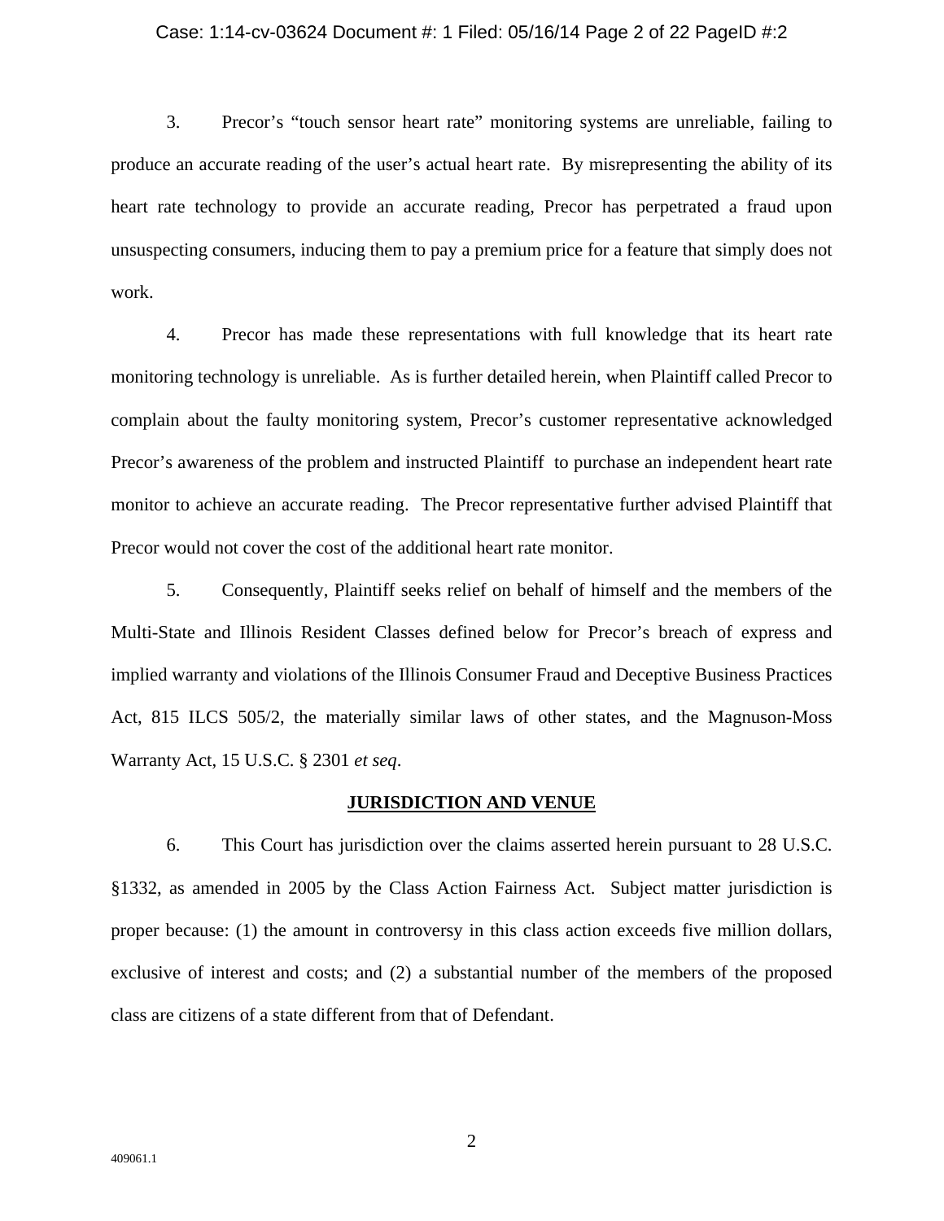3. Precor's "touch sensor heart rate" monitoring systems are unreliable, failing to produce an accurate reading of the user's actual heart rate. By misrepresenting the ability of its heart rate technology to provide an accurate reading, Precor has perpetrated a fraud upon unsuspecting consumers, inducing them to pay a premium price for a feature that simply does not work.

4. Precor has made these representations with full knowledge that its heart rate monitoring technology is unreliable. As is further detailed herein, when Plaintiff called Precor to complain about the faulty monitoring system, Precor's customer representative acknowledged Precor's awareness of the problem and instructed Plaintiff to purchase an independent heart rate monitor to achieve an accurate reading. The Precor representative further advised Plaintiff that Precor would not cover the cost of the additional heart rate monitor.

5. Consequently, Plaintiff seeks relief on behalf of himself and the members of the Multi-State and Illinois Resident Classes defined below for Precor's breach of express and implied warranty and violations of the Illinois Consumer Fraud and Deceptive Business Practices Act, 815 ILCS 505/2, the materially similar laws of other states, and the Magnuson-Moss Warranty Act, 15 U.S.C. § 2301 *et seq*.

## JURISDICTION AND VENUE

6. This Court has jurisdiction over the claims asserted herein pursuant to 28 U.S.C. §1332, as amended in 2005 by the Class Action Fairness Act. Subject matter jurisdiction is proper because: (1) the amount in controversy in this class action exceeds five million dollars, exclusive of interest and costs; and (2) a substantial number of the members of the proposed class are citizens of a state different from that of Defendant.

409061.1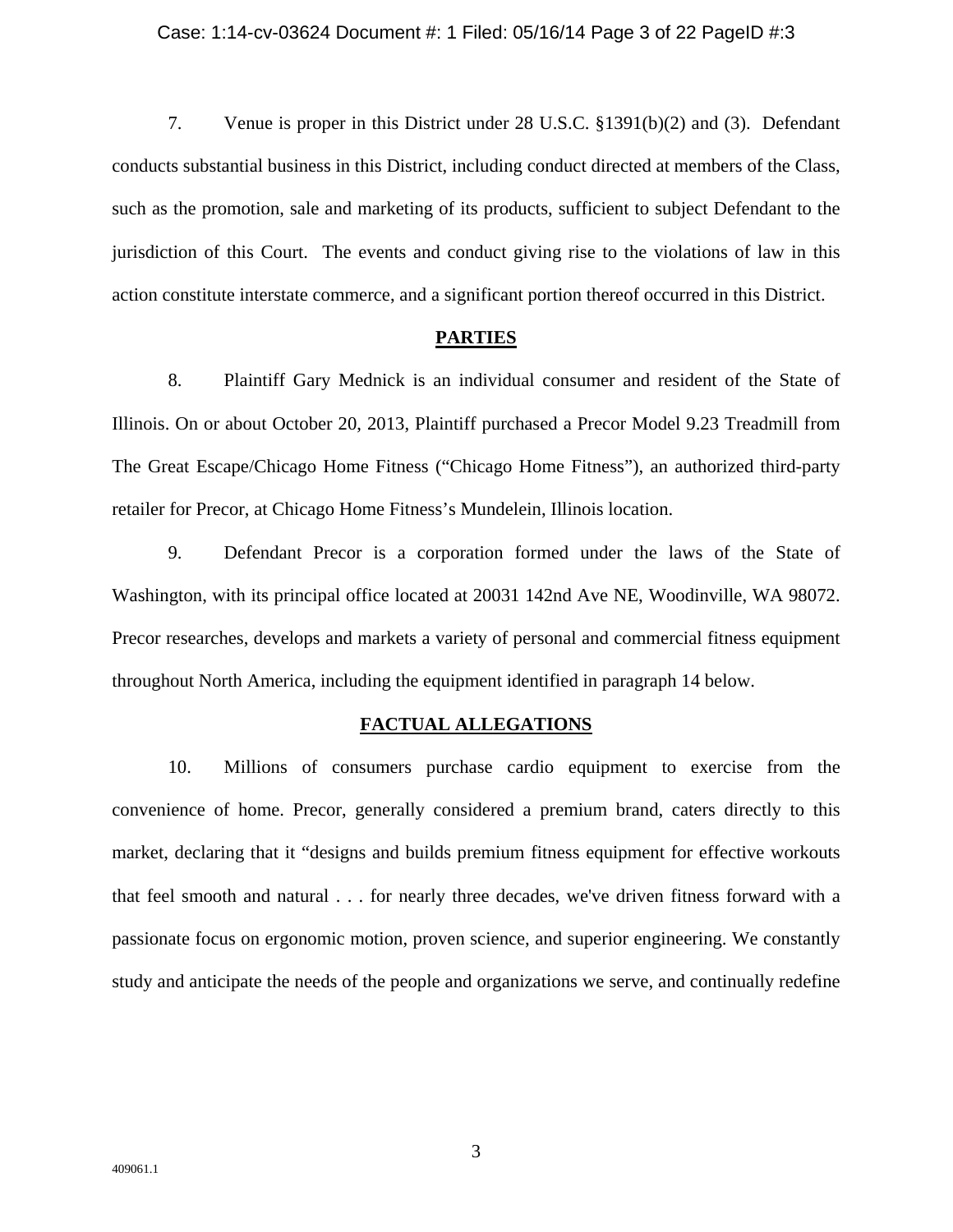7. Venue is proper in this District under 28 U.S.C. §1391(b)(2) and (3). Defendant conducts substantial business in this District, including conduct directed at members of the Class, such as the promotion, sale and marketing of its products, sufficient to subject Defendant to the jurisdiction of this Court. The events and conduct giving rise to the violations of law in this action constitute interstate commerce, and a significant portion thereof occurred in this District.

## PARTIES

8. Plaintiff Gary Mednick is an individual consumer and resident of the State of Illinois. On or about October 20, 2013, Plaintiff purchased a Precor Model 9.23 Treadmill from The Great Escape/Chicago Home Fitness ("Chicago Home Fitness"), an authorized third-party retailer for Precor, at Chicago Home Fitness's Mundelein, Illinois location.

9. Defendant Precor is a corporation formed under the laws of the State of Washington, with its principal office located at 20031 142nd Ave NE, Woodinville, WA 98072. Precor researches, develops and markets a variety of personal and commercial fitness equipment throughout North America, including the equipment identified in paragraph 14 below.

## FACTUAL ALLEGATIONS

10. Millions of consumers purchase cardio equipment to exercise from the convenience of home. Precor, generally considered a premium brand, caters directly to this market, declaring that it "designs and builds premium fitness equipment for effective workouts that feel smooth and natural . . . for nearly three decades, we've driven fitness forward with a passionate focus on ergonomic motion, proven science, and superior engineering. We constantly study and anticipate the needs of the people and organizations we serve, and continually redefine

409061.1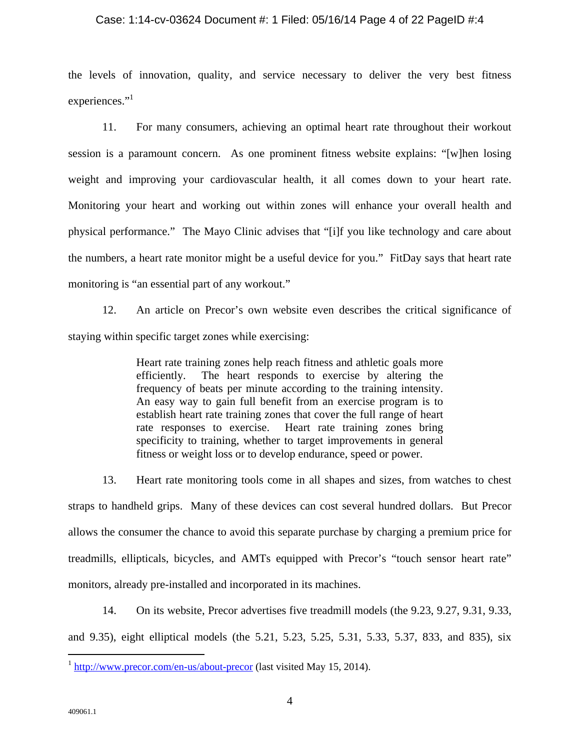the levels of innovation, quality, and service necessary to deliver the very best fitness experiences."[1]

11. For many consumers, achieving an optimal heart rate throughout their workout session is a paramount concern. As one prominent fitness website explains: "[w]hen losing weight and improving your cardiovascular health, it all comes down to your heart rate. Monitoring your heart and working out within zones will enhance your overall health and physical performance." The Mayo Clinic advises that "[i]f you like technology and care about the numbers, a heart rate monitor might be a useful device for you." FitDay says that heart rate monitoring is "an essential part of any workout."

12. An article on Precor's own website even describes the critical significance of staying within specific target zones while exercising:

> Heart rate training zones help reach fitness and athletic goals more efficiently. The heart responds to exercise by altering the frequency of beats per minute according to the training intensity. An easy way to gain full benefit from an exercise program is to establish heart rate training zones that cover the full range of heart rate responses to exercise. Heart rate training zones bring specificity to training, whether to target improvements in general fitness or weight loss or to develop endurance, speed or power.

13. Heart rate monitoring tools come in all shapes and sizes, from watches to chest straps to handheld grips. Many of these devices can cost several hundred dollars. But Precor allows the consumer the chance to avoid this separate purchase by charging a premium price for treadmills, ellipticals, bicycles, and AMTs equipped with Precor's "touch sensor heart rate" monitors, already pre-installed and incorporated in its machines.

14. On its website, Precor advertises five treadmill models (the 9.23, 9.27, 9.31, 9.33, and 9.35), eight elliptical models (the 5.21, 5.23, 5.25, 5.31, 5.33, 5.37, 833, and 835), six

---

[1] http://www.precor.com/en-us/about-precor (last visited May 15, 2014).

409061.1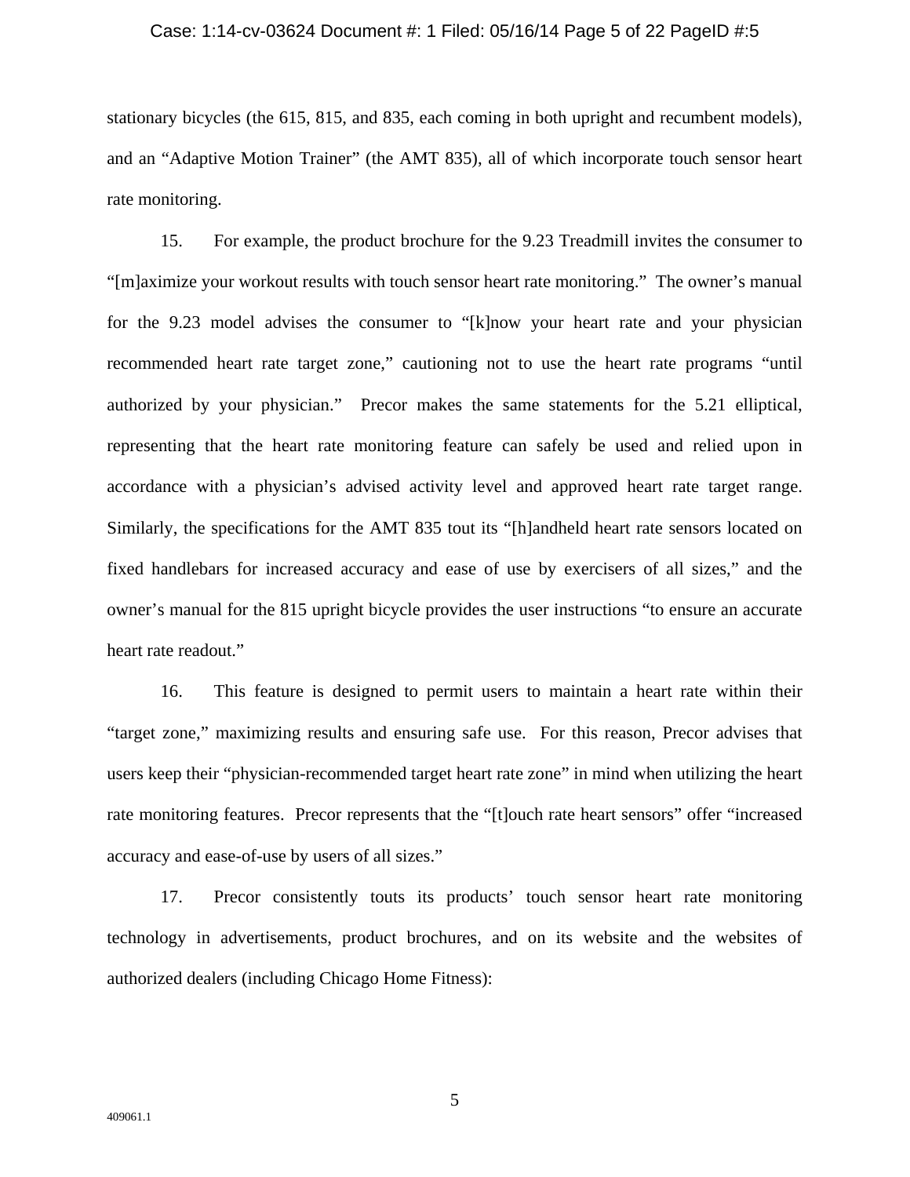stationary bicycles (the 615, 815, and 835, each coming in both upright and recumbent models), and an "Adaptive Motion Trainer" (the AMT 835), all of which incorporate touch sensor heart rate monitoring.

15. For example, the product brochure for the 9.23 Treadmill invites the consumer to "[m]aximize your workout results with touch sensor heart rate monitoring." The owner's manual for the 9.23 model advises the consumer to "[k]now your heart rate and your physician recommended heart rate target zone," cautioning not to use the heart rate programs "until authorized by your physician." Precor makes the same statements for the 5.21 elliptical, representing that the heart rate monitoring feature can safely be used and relied upon in accordance with a physician's advised activity level and approved heart rate target range. Similarly, the specifications for the AMT 835 tout its "[h]andheld heart rate sensors located on fixed handlebars for increased accuracy and ease of use by exercisers of all sizes," and the owner's manual for the 815 upright bicycle provides the user instructions "to ensure an accurate heart rate readout."

16. This feature is designed to permit users to maintain a heart rate within their "target zone," maximizing results and ensuring safe use. For this reason, Precor advises that users keep their "physician-recommended target heart rate zone" in mind when utilizing the heart rate monitoring features. Precor represents that the "[t]ouch rate heart sensors" offer "increased accuracy and ease-of-use by users of all sizes."

17. Precor consistently touts its products' touch sensor heart rate monitoring technology in advertisements, product brochures, and on its website and the websites of authorized dealers (including Chicago Home Fitness):

409061.1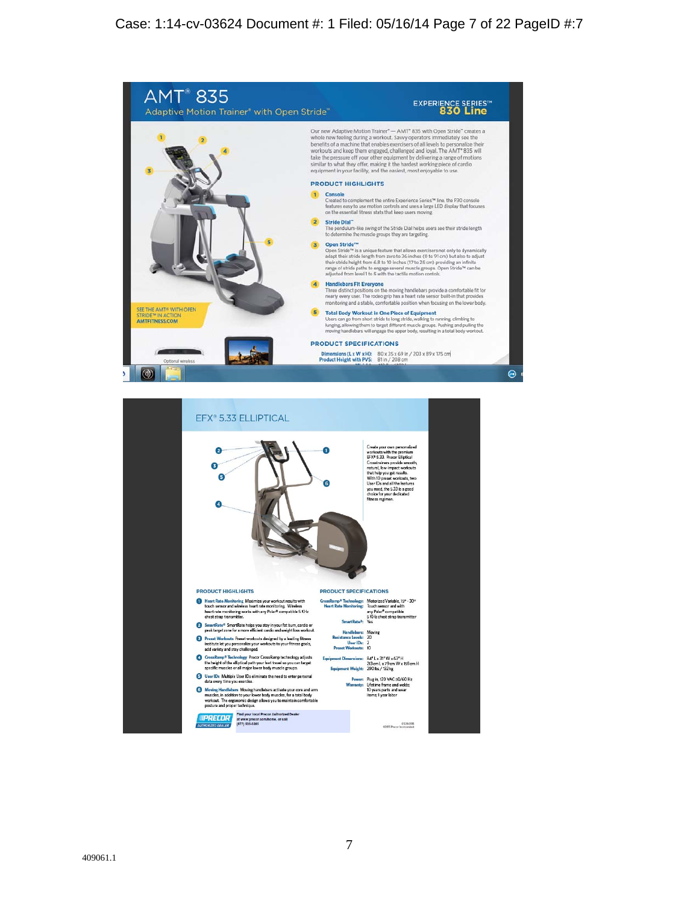# AMT® 835

Adaptive Motion Trainer® with Open Stride™

EXPERIENCE SERIES™ 830 Line

Our new Adaptive Motion Trainer® — AMT® 835 with Open Stride™ creates a whole new feeling during a workout. Savvy operators immediately see the benefits of a machine that enables exercisers of all levels to personalize their workouts and keep them engaged, challenged and loyal. The AMT® 835 will take the pressure off your other equipment by delivering a range of motions similar to what they offer, making it the hardest working piece of cardio equipment in your facility, and the easiest, most enjoyable to use.

## PRODUCT HIGHLIGHTS

1. **Console**
   Created to complement the entire Experience Series™ line, the P30 console features easy to use motion controls and uses a large LED display that focuses on the essential fitness stats that keep users moving.

2. **Stride Dial™**
   The pendulum-like swing of the Stride Dial helps users see their stride length to determine the muscle groups they are targeting.

3. **Open Stride™**
   Open Stride™ is a unique feature that allows exercisers not only to dynamically adapt their stride length from zero to 36 inches (0 to 91 cm) but also to adjust their stride height from 6.8 to 10 inches (17 to 25 cm) providing an infinite range of stride paths to engage several muscle groups. Open Stride™ can be adjusted from level 1 to 5 with the tactile motion controls.

4. **Handlebars Fit Everyone**
   Three distinct positions on the moving handlebars provide a comfortable fit for nearly every user. The rodeo grip has a heart rate sensor built-in that provides monitoring and a stable, comfortable position when focusing on the lower body.

5. **Total Body Workout In One Piece of Equipment**
   Users can go from short stride to long stride, walking to running, climbing to lunging, allowing them to target different muscle groups. Pushing and pulling the moving handlebars will engage the upper body, resulting in a total body workout.

SEE THE AMT® WITH OPEN STRIDE™ IN ACTION AMTFITNESS.COM

## PRODUCT SPECIFICATIONS

| | |
|---|---|
| Dimensions (L x W x H): | 80 x 35 x 69 in / 203 x 89 x 175 cm |
| Product Height with PVS: | 81 in / 208 cm |

Optional wireless

# EFX® 5.33 ELLIPTICAL

Create your own personalized workouts with the premium EFX® 5.33 Precor Elliptical Crosstrainers provide smooth, natural, low-impact workouts that help you get results. With 10 preset workouts, two User IDs and all the features you need, the 5.33 is a good choice for your dedicated fitness regimen.

## PRODUCT HIGHLIGHTS

1. **Heart Rate Monitoring** Maximize your workout results with touch sensor and wireless heart rate monitoring. Wireless heart rate monitoring works with any Polar® compatible 5 KHz chest strap transmitter.
2. **SmartRate®** SmartRate helps you stay in your fat burn, cardio or peak target zone for a more efficient cardio and weight loss workout.
3. **Preset Workouts** Preset workouts designed by a leading fitness institute let you personalize your workouts to your fitness goals, add variety and stay challenged.
4. **CrossRamp® Technology** Precor CrossRamp technology adjusts the height of the elliptical path your feet travel so you can target specific muscles or all major lower body muscle groups.
5. **User IDs** Multiple User IDs eliminate the need to enter personal data every time you exercise.
6. **Moving Handlebars** Moving handlebars activate your core and arm muscles, in addition to your lower body muscles, for a total body workout. The ergonomic design allows you to maintain comfortable posture and proper technique.

## PRODUCT SPECIFICATIONS

| | |
|---|---|
| CrossRamp® Technology: | Motorized Variable, 15° - 30° |
| Heart Rate Monitoring: | Touch sensor and with any Polar® compatible 5 KHz chest strap transmitter |
| SmartRate®: | Yes |
| Handlebars: | Moving |
| Resistance Levels: | 20 |
| User IDs: | 2 |
| Preset Workouts: | 10 |
| Equipment Dimensions: | 84" L x 31" W x 63" H / 213 cm L x 79 cm W x 159 cm H |
| Equipment Weight: | 290 lbs / 132 kg |
| Power: | Plug in, 120 VAC 50/60 Hz |
| Warranty: | Lifetime frame and welds; 10 years parts and wear items; 1 year labor |

PRECOR AUTHORIZED DEALER

Find your local Precor Authorized Dealer at www.precor.com/home, or call (877) 555-3383

©2005 Precor Incorporated

409061.1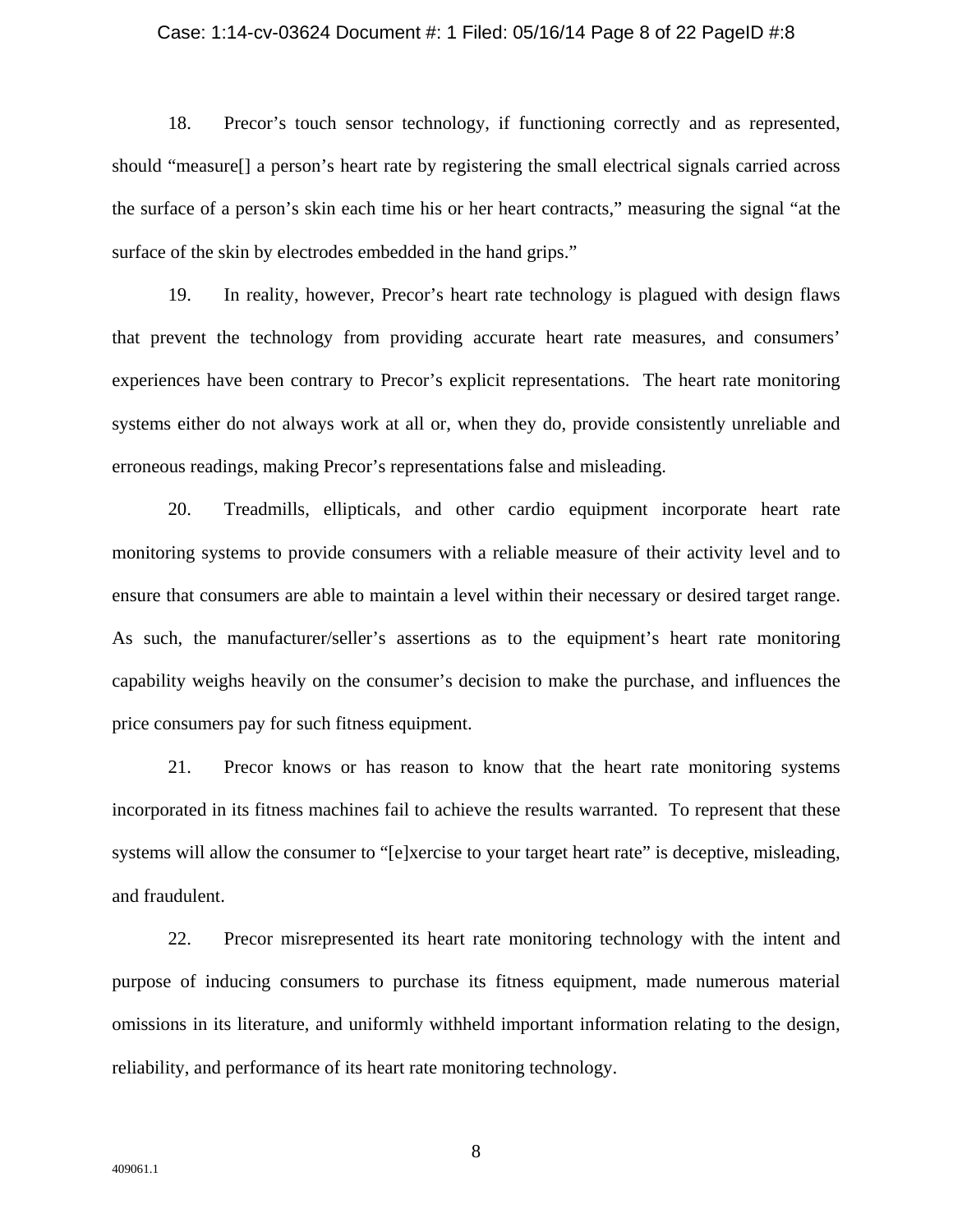18. Precor's touch sensor technology, if functioning correctly and as represented, should "measure[] a person's heart rate by registering the small electrical signals carried across the surface of a person's skin each time his or her heart contracts," measuring the signal "at the surface of the skin by electrodes embedded in the hand grips."

19. In reality, however, Precor's heart rate technology is plagued with design flaws that prevent the technology from providing accurate heart rate measures, and consumers' experiences have been contrary to Precor's explicit representations. The heart rate monitoring systems either do not always work at all or, when they do, provide consistently unreliable and erroneous readings, making Precor's representations false and misleading.

20. Treadmills, ellipticals, and other cardio equipment incorporate heart rate monitoring systems to provide consumers with a reliable measure of their activity level and to ensure that consumers are able to maintain a level within their necessary or desired target range. As such, the manufacturer/seller's assertions as to the equipment's heart rate monitoring capability weighs heavily on the consumer's decision to make the purchase, and influences the price consumers pay for such fitness equipment.

21. Precor knows or has reason to know that the heart rate monitoring systems incorporated in its fitness machines fail to achieve the results warranted. To represent that these systems will allow the consumer to "[e]xercise to your target heart rate" is deceptive, misleading, and fraudulent.

22. Precor misrepresented its heart rate monitoring technology with the intent and purpose of inducing consumers to purchase its fitness equipment, made numerous material omissions in its literature, and uniformly withheld important information relating to the design, reliability, and performance of its heart rate monitoring technology.

409061.1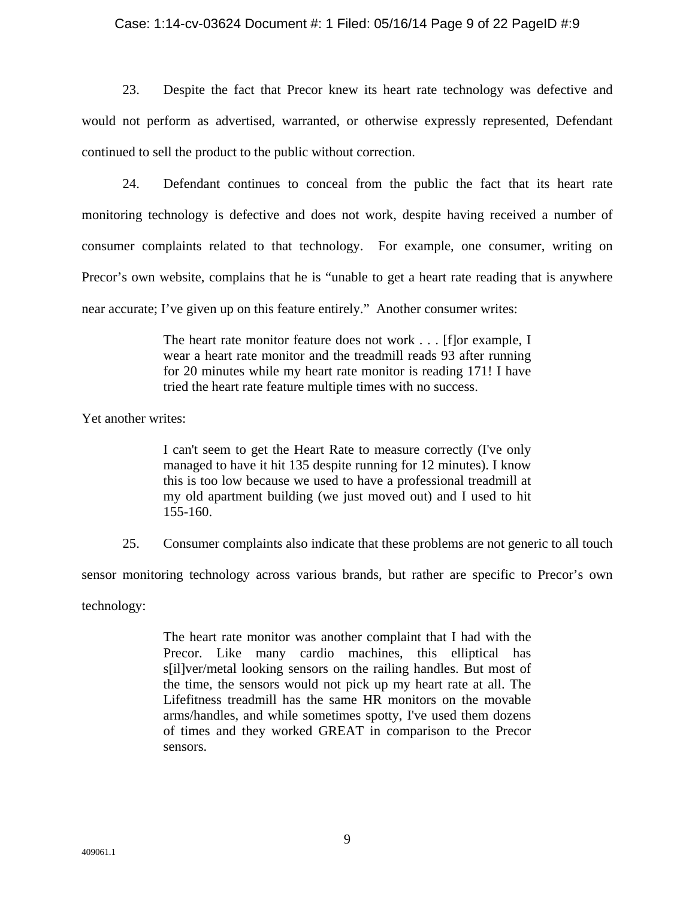23. Despite the fact that Precor knew its heart rate technology was defective and would not perform as advertised, warranted, or otherwise expressly represented, Defendant continued to sell the product to the public without correction.

24. Defendant continues to conceal from the public the fact that its heart rate monitoring technology is defective and does not work, despite having received a number of consumer complaints related to that technology. For example, one consumer, writing on Precor's own website, complains that he is "unable to get a heart rate reading that is anywhere near accurate; I've given up on this feature entirely." Another consumer writes:

> The heart rate monitor feature does not work . . . [f]or example, I wear a heart rate monitor and the treadmill reads 93 after running for 20 minutes while my heart rate monitor is reading 171! I have tried the heart rate feature multiple times with no success.

Yet another writes:

> I can't seem to get the Heart Rate to measure correctly (I've only managed to have it hit 135 despite running for 12 minutes). I know this is too low because we used to have a professional treadmill at my old apartment building (we just moved out) and I used to hit 155-160.

25. Consumer complaints also indicate that these problems are not generic to all touch sensor monitoring technology across various brands, but rather are specific to Precor's own technology:

> The heart rate monitor was another complaint that I had with the Precor. Like many cardio machines, this elliptical has s[il]ver/metal looking sensors on the railing handles. But most of the time, the sensors would not pick up my heart rate at all. The Lifefitness treadmill has the same HR monitors on the movable arms/handles, and while sometimes spotty, I've used them dozens of times and they worked GREAT in comparison to the Precor sensors.

409061.1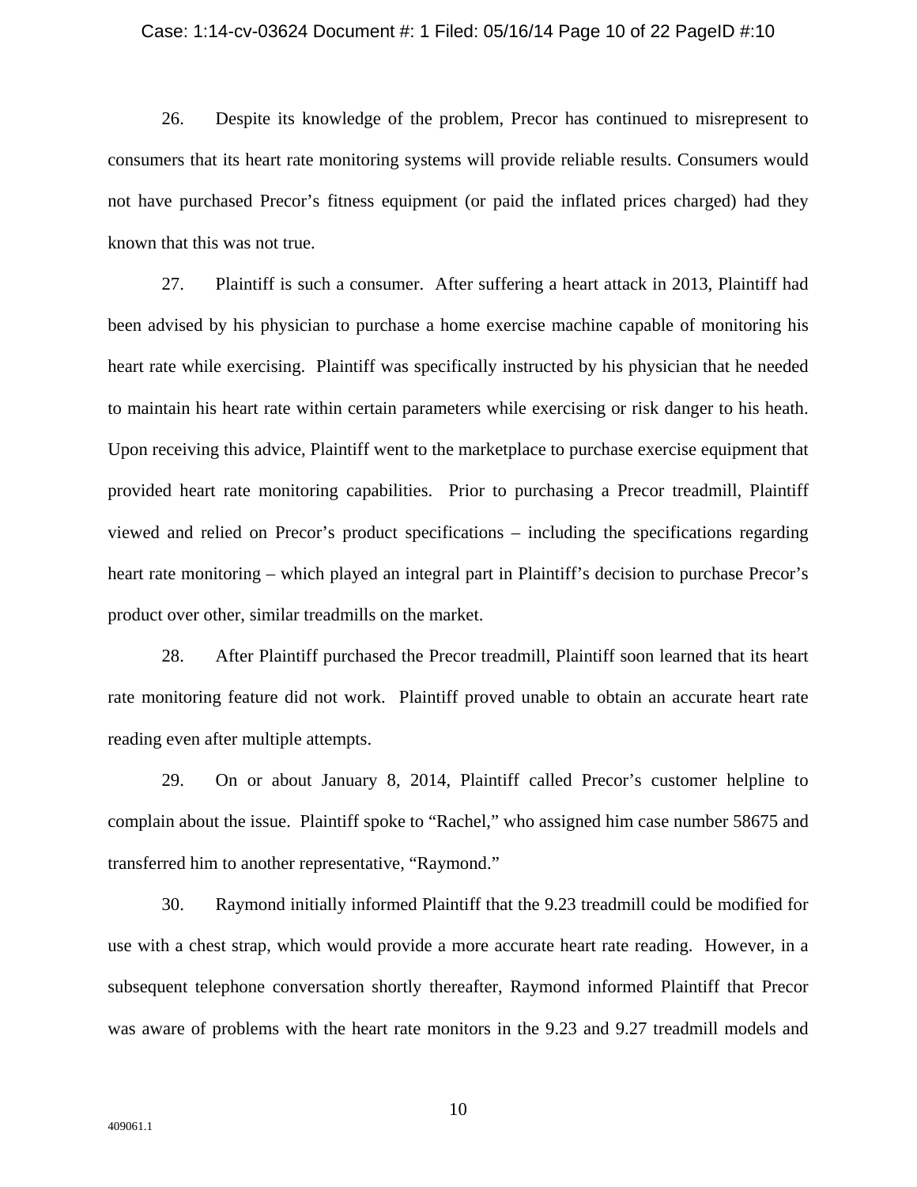26. Despite its knowledge of the problem, Precor has continued to misrepresent to consumers that its heart rate monitoring systems will provide reliable results. Consumers would not have purchased Precor's fitness equipment (or paid the inflated prices charged) had they known that this was not true.

27. Plaintiff is such a consumer. After suffering a heart attack in 2013, Plaintiff had been advised by his physician to purchase a home exercise machine capable of monitoring his heart rate while exercising. Plaintiff was specifically instructed by his physician that he needed to maintain his heart rate within certain parameters while exercising or risk danger to his heath. Upon receiving this advice, Plaintiff went to the marketplace to purchase exercise equipment that provided heart rate monitoring capabilities. Prior to purchasing a Precor treadmill, Plaintiff viewed and relied on Precor's product specifications – including the specifications regarding heart rate monitoring – which played an integral part in Plaintiff's decision to purchase Precor's product over other, similar treadmills on the market.

28. After Plaintiff purchased the Precor treadmill, Plaintiff soon learned that its heart rate monitoring feature did not work. Plaintiff proved unable to obtain an accurate heart rate reading even after multiple attempts.

29. On or about January 8, 2014, Plaintiff called Precor's customer helpline to complain about the issue. Plaintiff spoke to "Rachel," who assigned him case number 58675 and transferred him to another representative, "Raymond."

30. Raymond initially informed Plaintiff that the 9.23 treadmill could be modified for use with a chest strap, which would provide a more accurate heart rate reading. However, in a subsequent telephone conversation shortly thereafter, Raymond informed Plaintiff that Precor was aware of problems with the heart rate monitors in the 9.23 and 9.27 treadmill models and

409061.1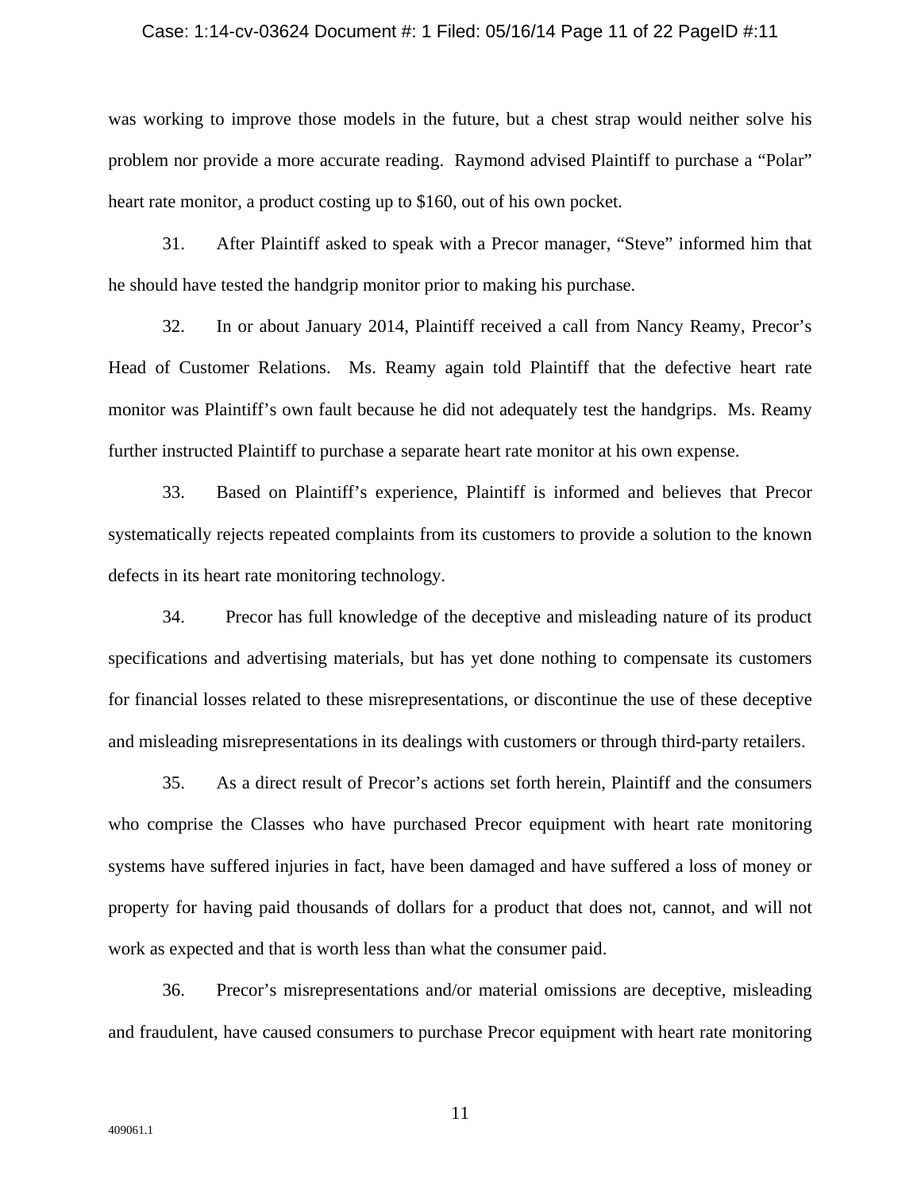was working to improve those models in the future, but a chest strap would neither solve his problem nor provide a more accurate reading. Raymond advised Plaintiff to purchase a "Polar" heart rate monitor, a product costing up to $160, out of his own pocket.

31. After Plaintiff asked to speak with a Precor manager, "Steve" informed him that he should have tested the handgrip monitor prior to making his purchase.

32. In or about January 2014, Plaintiff received a call from Nancy Reamy, Precor's Head of Customer Relations. Ms. Reamy again told Plaintiff that the defective heart rate monitor was Plaintiff's own fault because he did not adequately test the handgrips. Ms. Reamy further instructed Plaintiff to purchase a separate heart rate monitor at his own expense.

33. Based on Plaintiff's experience, Plaintiff is informed and believes that Precor systematically rejects repeated complaints from its customers to provide a solution to the known defects in its heart rate monitoring technology.

34. Precor has full knowledge of the deceptive and misleading nature of its product specifications and advertising materials, but has yet done nothing to compensate its customers for financial losses related to these misrepresentations, or discontinue the use of these deceptive and misleading misrepresentations in its dealings with customers or through third-party retailers.

35. As a direct result of Precor's actions set forth herein, Plaintiff and the consumers who comprise the Classes who have purchased Precor equipment with heart rate monitoring systems have suffered injuries in fact, have been damaged and have suffered a loss of money or property for having paid thousands of dollars for a product that does not, cannot, and will not work as expected and that is worth less than what the consumer paid.

36. Precor's misrepresentations and/or material omissions are deceptive, misleading and fraudulent, have caused consumers to purchase Precor equipment with heart rate monitoring

409061.1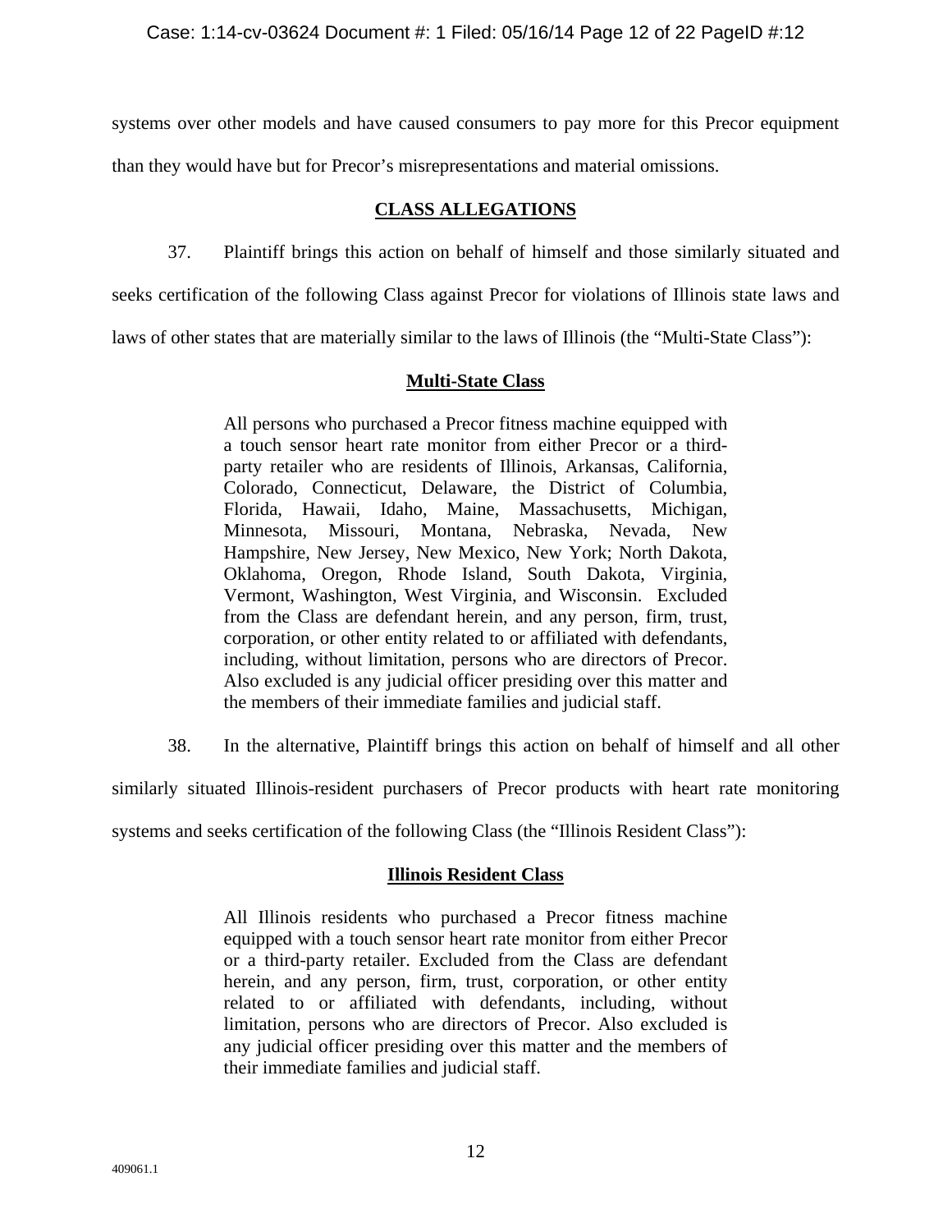systems over other models and have caused consumers to pay more for this Precor equipment than they would have but for Precor's misrepresentations and material omissions.

## CLASS ALLEGATIONS

37. Plaintiff brings this action on behalf of himself and those similarly situated and seeks certification of the following Class against Precor for violations of Illinois state laws and laws of other states that are materially similar to the laws of Illinois (the "Multi-State Class"):

### Multi-State Class

> All persons who purchased a Precor fitness machine equipped with a touch sensor heart rate monitor from either Precor or a third-party retailer who are residents of Illinois, Arkansas, California, Colorado, Connecticut, Delaware, the District of Columbia, Florida, Hawaii, Idaho, Maine, Massachusetts, Michigan, Minnesota, Missouri, Montana, Nebraska, Nevada, New Hampshire, New Jersey, New Mexico, New York; North Dakota, Oklahoma, Oregon, Rhode Island, South Dakota, Virginia, Vermont, Washington, West Virginia, and Wisconsin. Excluded from the Class are defendant herein, and any person, firm, trust, corporation, or other entity related to or affiliated with defendants, including, without limitation, persons who are directors of Precor. Also excluded is any judicial officer presiding over this matter and the members of their immediate families and judicial staff.

38. In the alternative, Plaintiff brings this action on behalf of himself and all other similarly situated Illinois-resident purchasers of Precor products with heart rate monitoring systems and seeks certification of the following Class (the "Illinois Resident Class"):

### Illinois Resident Class

> All Illinois residents who purchased a Precor fitness machine equipped with a touch sensor heart rate monitor from either Precor or a third-party retailer. Excluded from the Class are defendant herein, and any person, firm, trust, corporation, or other entity related to or affiliated with defendants, including, without limitation, persons who are directors of Precor. Also excluded is any judicial officer presiding over this matter and the members of their immediate families and judicial staff.

409061.1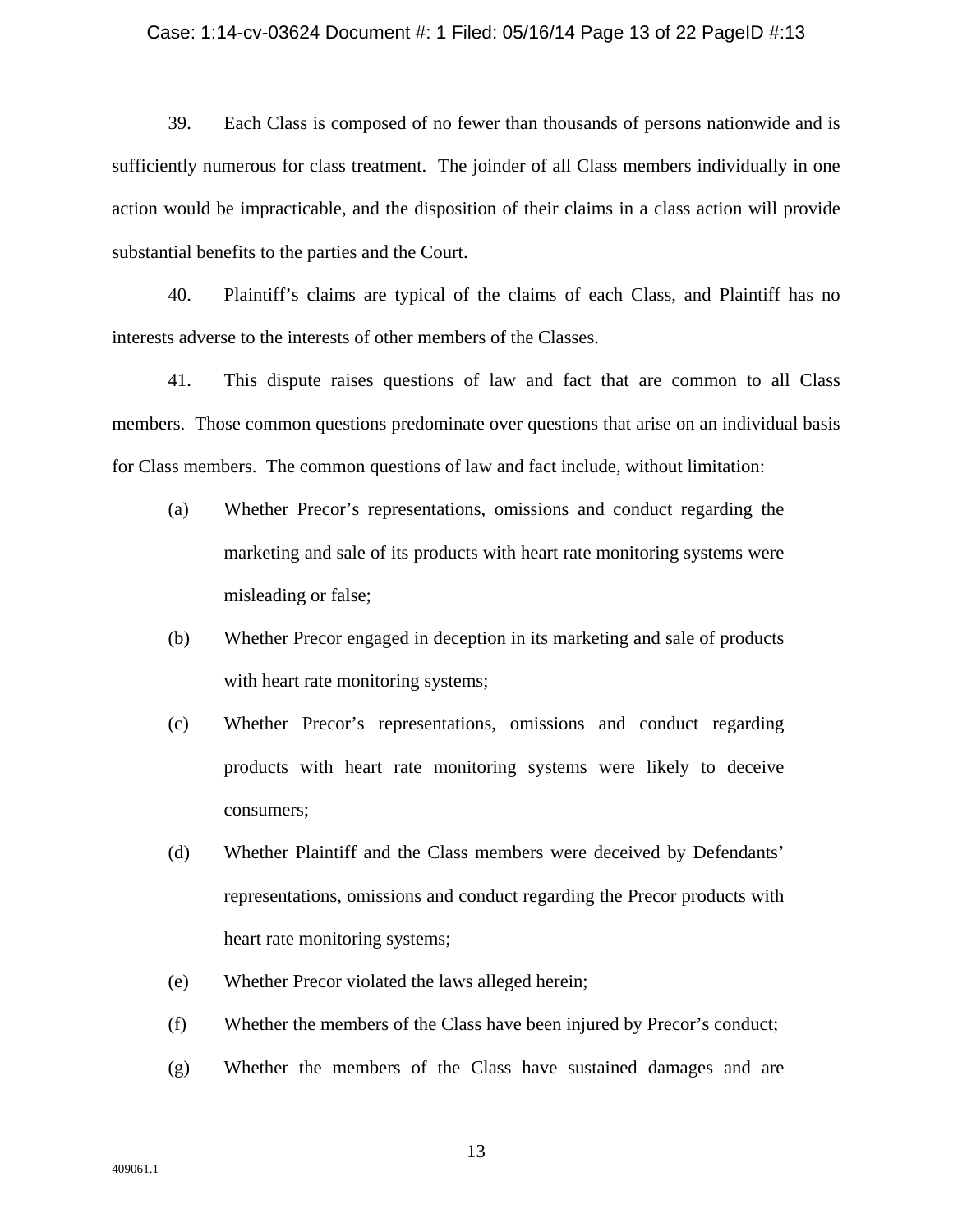39. Each Class is composed of no fewer than thousands of persons nationwide and is sufficiently numerous for class treatment. The joinder of all Class members individually in one action would be impracticable, and the disposition of their claims in a class action will provide substantial benefits to the parties and the Court.

40. Plaintiff's claims are typical of the claims of each Class, and Plaintiff has no interests adverse to the interests of other members of the Classes.

41. This dispute raises questions of law and fact that are common to all Class members. Those common questions predominate over questions that arise on an individual basis for Class members. The common questions of law and fact include, without limitation:

(a) Whether Precor's representations, omissions and conduct regarding the marketing and sale of its products with heart rate monitoring systems were misleading or false;

(b) Whether Precor engaged in deception in its marketing and sale of products with heart rate monitoring systems;

(c) Whether Precor's representations, omissions and conduct regarding products with heart rate monitoring systems were likely to deceive consumers;

(d) Whether Plaintiff and the Class members were deceived by Defendants' representations, omissions and conduct regarding the Precor products with heart rate monitoring systems;

(e) Whether Precor violated the laws alleged herein;

(f) Whether the members of the Class have been injured by Precor's conduct;

(g) Whether the members of the Class have sustained damages and are

409061.1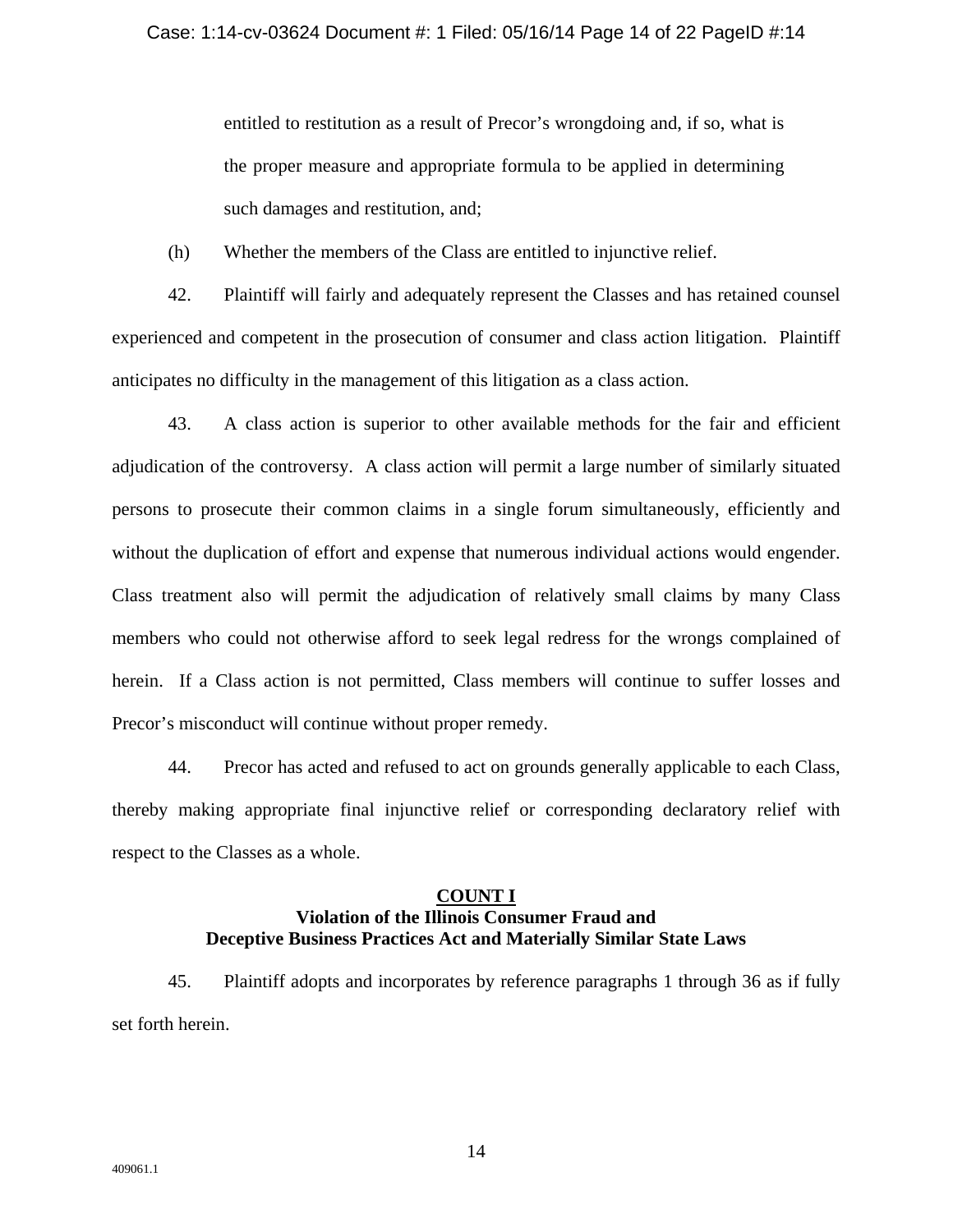entitled to restitution as a result of Precor's wrongdoing and, if so, what is the proper measure and appropriate formula to be applied in determining such damages and restitution, and;

(h) Whether the members of the Class are entitled to injunctive relief.

42. Plaintiff will fairly and adequately represent the Classes and has retained counsel experienced and competent in the prosecution of consumer and class action litigation. Plaintiff anticipates no difficulty in the management of this litigation as a class action.

43. A class action is superior to other available methods for the fair and efficient adjudication of the controversy. A class action will permit a large number of similarly situated persons to prosecute their common claims in a single forum simultaneously, efficiently and without the duplication of effort and expense that numerous individual actions would engender. Class treatment also will permit the adjudication of relatively small claims by many Class members who could not otherwise afford to seek legal redress for the wrongs complained of herein. If a Class action is not permitted, Class members will continue to suffer losses and Precor's misconduct will continue without proper remedy.

44. Precor has acted and refused to act on grounds generally applicable to each Class, thereby making appropriate final injunctive relief or corresponding declaratory relief with respect to the Classes as a whole.

**COUNT I**
**Violation of the Illinois Consumer Fraud and Deceptive Business Practices Act and Materially Similar State Laws**

45. Plaintiff adopts and incorporates by reference paragraphs 1 through 36 as if fully set forth herein.

409061.1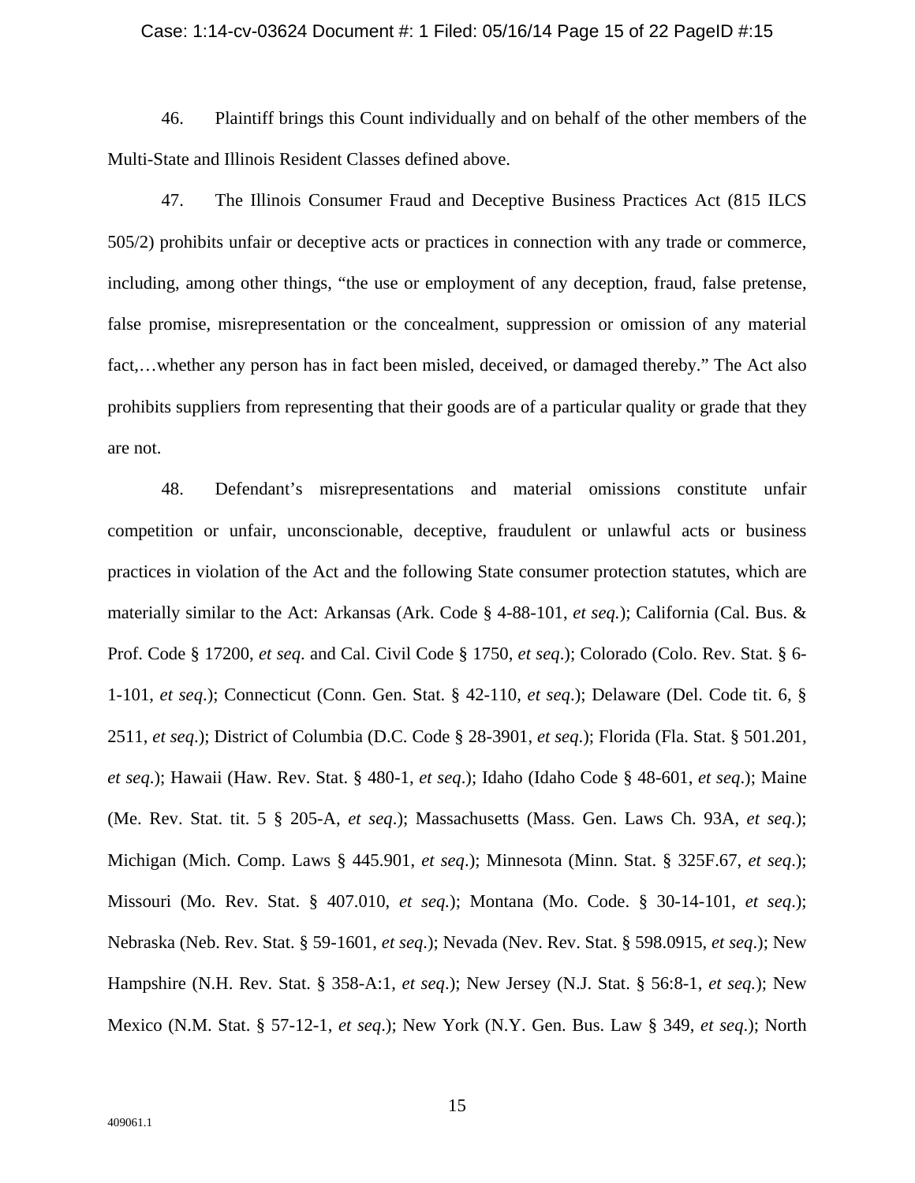46. Plaintiff brings this Count individually and on behalf of the other members of the Multi-State and Illinois Resident Classes defined above.

47. The Illinois Consumer Fraud and Deceptive Business Practices Act (815 ILCS 505/2) prohibits unfair or deceptive acts or practices in connection with any trade or commerce, including, among other things, "the use or employment of any deception, fraud, false pretense, false promise, misrepresentation or the concealment, suppression or omission of any material fact,…whether any person has in fact been misled, deceived, or damaged thereby." The Act also prohibits suppliers from representing that their goods are of a particular quality or grade that they are not.

48. Defendant's misrepresentations and material omissions constitute unfair competition or unfair, unconscionable, deceptive, fraudulent or unlawful acts or business practices in violation of the Act and the following State consumer protection statutes, which are materially similar to the Act: Arkansas (Ark. Code § 4-88-101, *et seq.*); California (Cal. Bus. & Prof. Code § 17200, *et seq*. and Cal. Civil Code § 1750, *et seq*.); Colorado (Colo. Rev. Stat. § 6-1-101, *et seq*.); Connecticut (Conn. Gen. Stat. § 42-110, *et seq*.); Delaware (Del. Code tit. 6, § 2511, *et seq.*); District of Columbia (D.C. Code § 28-3901, *et seq*.); Florida (Fla. Stat. § 501.201, *et seq*.); Hawaii (Haw. Rev. Stat. § 480-1, *et seq*.); Idaho (Idaho Code § 48-601, *et seq*.); Maine (Me. Rev. Stat. tit. 5 § 205-A, *et seq*.); Massachusetts (Mass. Gen. Laws Ch. 93A, *et seq*.); Michigan (Mich. Comp. Laws § 445.901, *et seq*.); Minnesota (Minn. Stat. § 325F.67, *et seq*.); Missouri (Mo. Rev. Stat. § 407.010, *et seq.*); Montana (Mo. Code. § 30-14-101, *et seq*.); Nebraska (Neb. Rev. Stat. § 59-1601, *et seq*.); Nevada (Nev. Rev. Stat. § 598.0915, *et seq*.); New Hampshire (N.H. Rev. Stat. § 358-A:1, *et seq*.); New Jersey (N.J. Stat. § 56:8-1, *et seq.*); New Mexico (N.M. Stat. § 57-12-1, *et seq*.); New York (N.Y. Gen. Bus. Law § 349, *et seq.*); North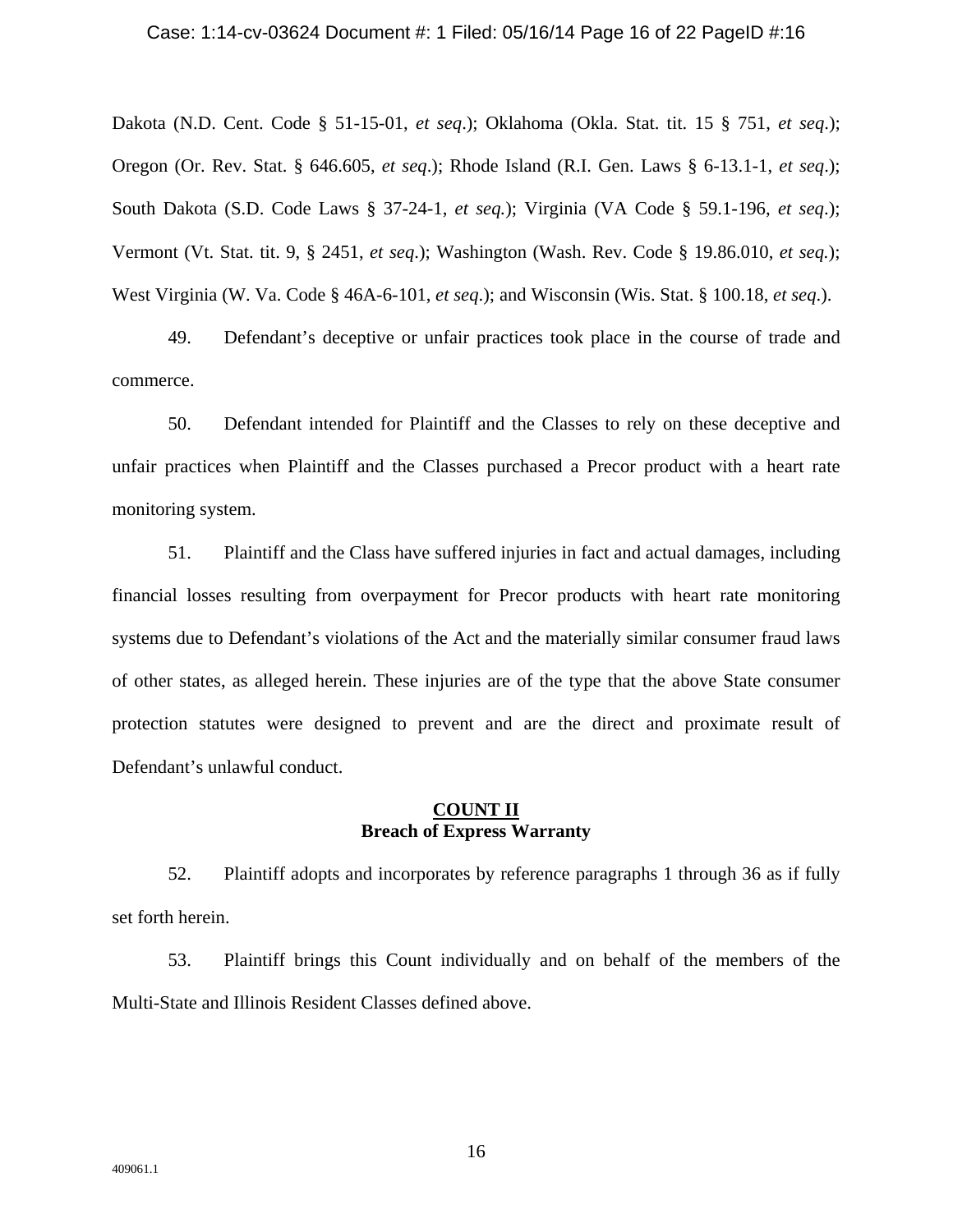Dakota (N.D. Cent. Code § 51-15-01, *et seq*.); Oklahoma (Okla. Stat. tit. 15 § 751, *et seq*.); Oregon (Or. Rev. Stat. § 646.605, *et seq*.); Rhode Island (R.I. Gen. Laws § 6-13.1-1, *et seq*.); South Dakota (S.D. Code Laws § 37-24-1, *et seq.*); Virginia (VA Code § 59.1-196, *et seq*.); Vermont (Vt. Stat. tit. 9, § 2451, *et seq*.); Washington (Wash. Rev. Code § 19.86.010, *et seq.*); West Virginia (W. Va. Code § 46A-6-101, *et seq*.); and Wisconsin (Wis. Stat. § 100.18, *et seq*.).

49. Defendant's deceptive or unfair practices took place in the course of trade and commerce.

50. Defendant intended for Plaintiff and the Classes to rely on these deceptive and unfair practices when Plaintiff and the Classes purchased a Precor product with a heart rate monitoring system.

51. Plaintiff and the Class have suffered injuries in fact and actual damages, including financial losses resulting from overpayment for Precor products with heart rate monitoring systems due to Defendant's violations of the Act and the materially similar consumer fraud laws of other states, as alleged herein. These injuries are of the type that the above State consumer protection statutes were designed to prevent and are the direct and proximate result of Defendant's unlawful conduct.

**COUNT II**
**Breach of Express Warranty**

52. Plaintiff adopts and incorporates by reference paragraphs 1 through 36 as if fully set forth herein.

53. Plaintiff brings this Count individually and on behalf of the members of the Multi-State and Illinois Resident Classes defined above.

409061.1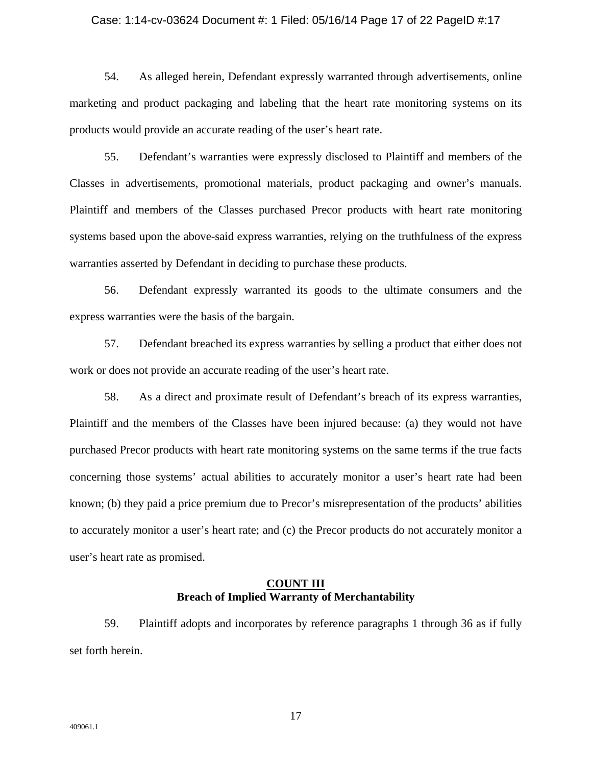54. As alleged herein, Defendant expressly warranted through advertisements, online marketing and product packaging and labeling that the heart rate monitoring systems on its products would provide an accurate reading of the user's heart rate.

55. Defendant's warranties were expressly disclosed to Plaintiff and members of the Classes in advertisements, promotional materials, product packaging and owner's manuals. Plaintiff and members of the Classes purchased Precor products with heart rate monitoring systems based upon the above-said express warranties, relying on the truthfulness of the express warranties asserted by Defendant in deciding to purchase these products.

56. Defendant expressly warranted its goods to the ultimate consumers and the express warranties were the basis of the bargain.

57. Defendant breached its express warranties by selling a product that either does not work or does not provide an accurate reading of the user's heart rate.

58. As a direct and proximate result of Defendant's breach of its express warranties, Plaintiff and the members of the Classes have been injured because: (a) they would not have purchased Precor products with heart rate monitoring systems on the same terms if the true facts concerning those systems' actual abilities to accurately monitor a user's heart rate had been known; (b) they paid a price premium due to Precor's misrepresentation of the products' abilities to accurately monitor a user's heart rate; and (c) the Precor products do not accurately monitor a user's heart rate as promised.

## COUNT III
**Breach of Implied Warranty of Merchantability**

59. Plaintiff adopts and incorporates by reference paragraphs 1 through 36 as if fully set forth herein.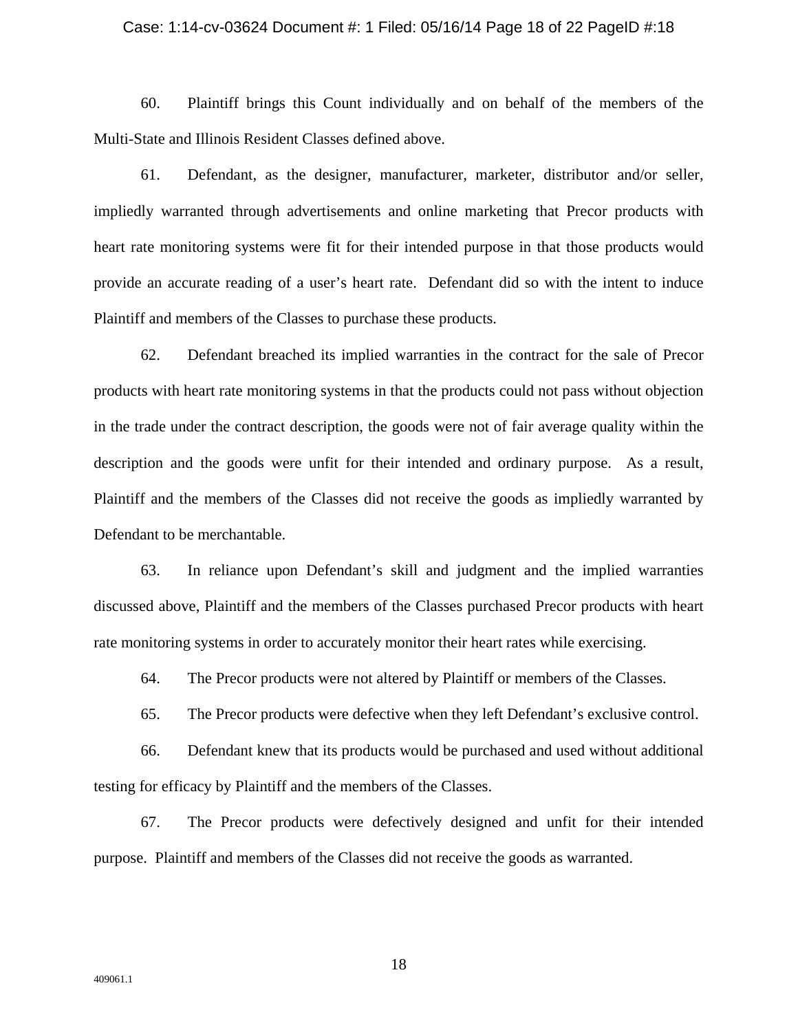60. Plaintiff brings this Count individually and on behalf of the members of the Multi-State and Illinois Resident Classes defined above.

61. Defendant, as the designer, manufacturer, marketer, distributor and/or seller, impliedly warranted through advertisements and online marketing that Precor products with heart rate monitoring systems were fit for their intended purpose in that those products would provide an accurate reading of a user's heart rate. Defendant did so with the intent to induce Plaintiff and members of the Classes to purchase these products.

62. Defendant breached its implied warranties in the contract for the sale of Precor products with heart rate monitoring systems in that the products could not pass without objection in the trade under the contract description, the goods were not of fair average quality within the description and the goods were unfit for their intended and ordinary purpose. As a result, Plaintiff and the members of the Classes did not receive the goods as impliedly warranted by Defendant to be merchantable.

63. In reliance upon Defendant's skill and judgment and the implied warranties discussed above, Plaintiff and the members of the Classes purchased Precor products with heart rate monitoring systems in order to accurately monitor their heart rates while exercising.

64. The Precor products were not altered by Plaintiff or members of the Classes.

65. The Precor products were defective when they left Defendant's exclusive control.

66. Defendant knew that its products would be purchased and used without additional testing for efficacy by Plaintiff and the members of the Classes.

67. The Precor products were defectively designed and unfit for their intended purpose. Plaintiff and members of the Classes did not receive the goods as warranted.

409061.1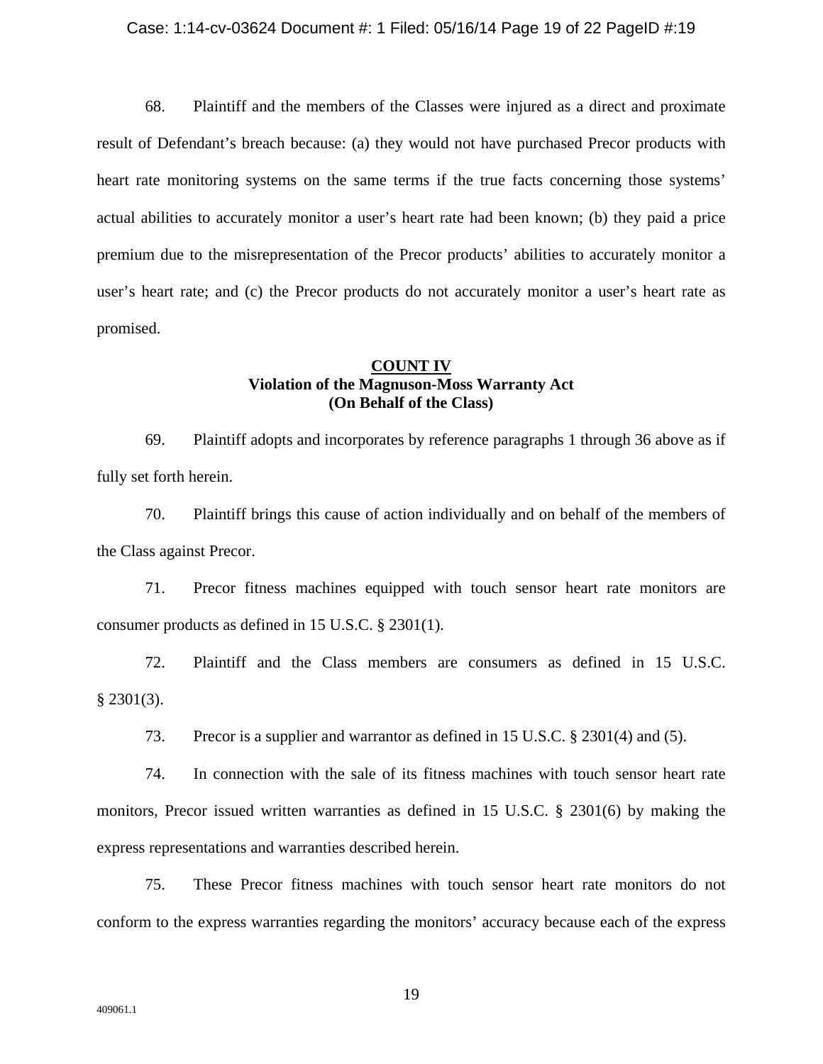68. Plaintiff and the members of the Classes were injured as a direct and proximate result of Defendant's breach because: (a) they would not have purchased Precor products with heart rate monitoring systems on the same terms if the true facts concerning those systems' actual abilities to accurately monitor a user's heart rate had been known; (b) they paid a price premium due to the misrepresentation of the Precor products' abilities to accurately monitor a user's heart rate; and (c) the Precor products do not accurately monitor a user's heart rate as promised.

**COUNT IV**
**Violation of the Magnuson-Moss Warranty Act**
**(On Behalf of the Class)**

69. Plaintiff adopts and incorporates by reference paragraphs 1 through 36 above as if fully set forth herein.

70. Plaintiff brings this cause of action individually and on behalf of the members of the Class against Precor.

71. Precor fitness machines equipped with touch sensor heart rate monitors are consumer products as defined in 15 U.S.C. § 2301(1).

72. Plaintiff and the Class members are consumers as defined in 15 U.S.C. § 2301(3).

73. Precor is a supplier and warrantor as defined in 15 U.S.C. § 2301(4) and (5).

74. In connection with the sale of its fitness machines with touch sensor heart rate monitors, Precor issued written warranties as defined in 15 U.S.C. § 2301(6) by making the express representations and warranties described herein.

75. These Precor fitness machines with touch sensor heart rate monitors do not conform to the express warranties regarding the monitors' accuracy because each of the express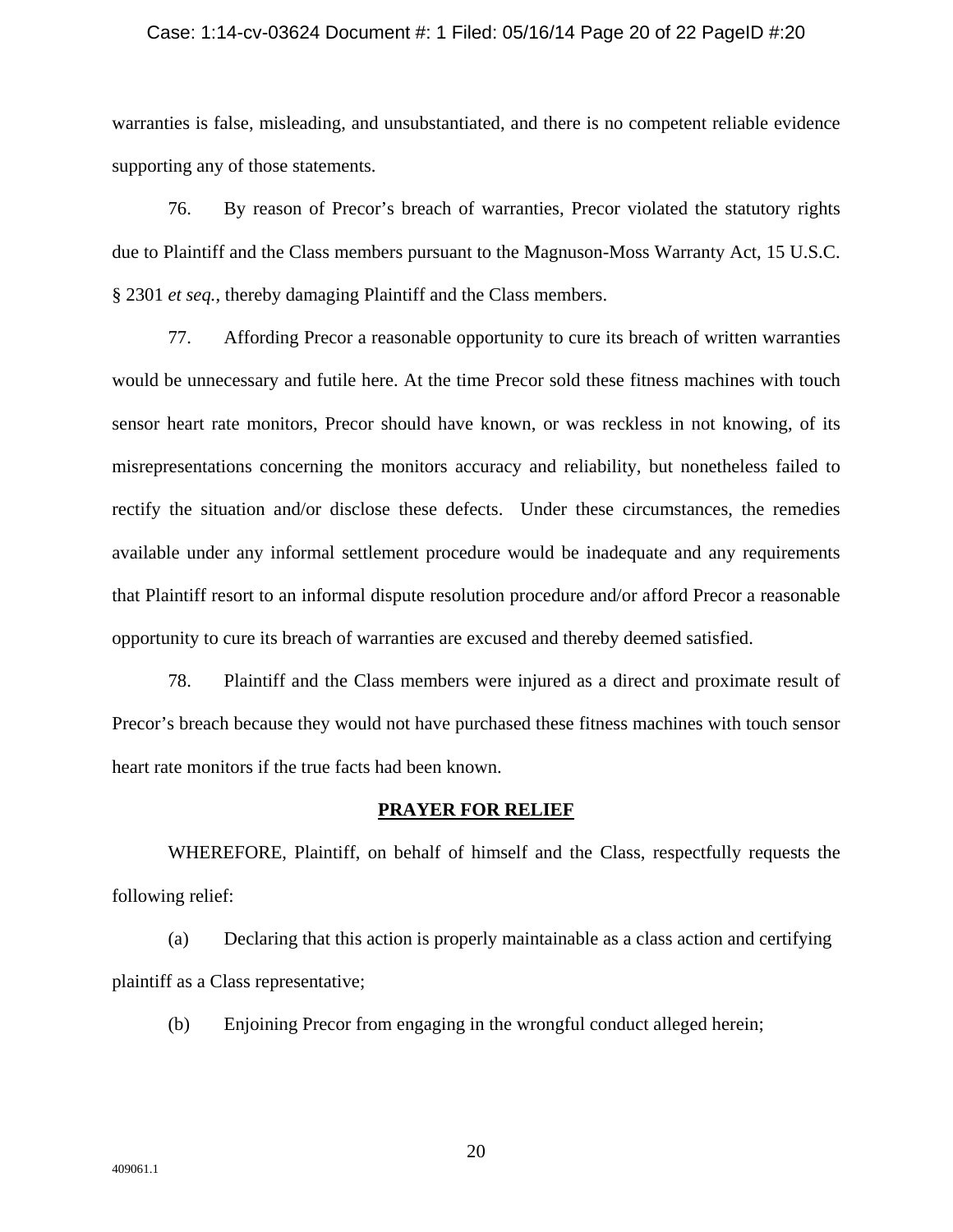warranties is false, misleading, and unsubstantiated, and there is no competent reliable evidence supporting any of those statements.

76. By reason of Precor's breach of warranties, Precor violated the statutory rights due to Plaintiff and the Class members pursuant to the Magnuson-Moss Warranty Act, 15 U.S.C. § 2301 *et seq.*, thereby damaging Plaintiff and the Class members.

77. Affording Precor a reasonable opportunity to cure its breach of written warranties would be unnecessary and futile here. At the time Precor sold these fitness machines with touch sensor heart rate monitors, Precor should have known, or was reckless in not knowing, of its misrepresentations concerning the monitors accuracy and reliability, but nonetheless failed to rectify the situation and/or disclose these defects. Under these circumstances, the remedies available under any informal settlement procedure would be inadequate and any requirements that Plaintiff resort to an informal dispute resolution procedure and/or afford Precor a reasonable opportunity to cure its breach of warranties are excused and thereby deemed satisfied.

78. Plaintiff and the Class members were injured as a direct and proximate result of Precor's breach because they would not have purchased these fitness machines with touch sensor heart rate monitors if the true facts had been known.

## PRAYER FOR RELIEF

WHEREFORE, Plaintiff, on behalf of himself and the Class, respectfully requests the following relief:

(a) Declaring that this action is properly maintainable as a class action and certifying plaintiff as a Class representative;

(b) Enjoining Precor from engaging in the wrongful conduct alleged herein;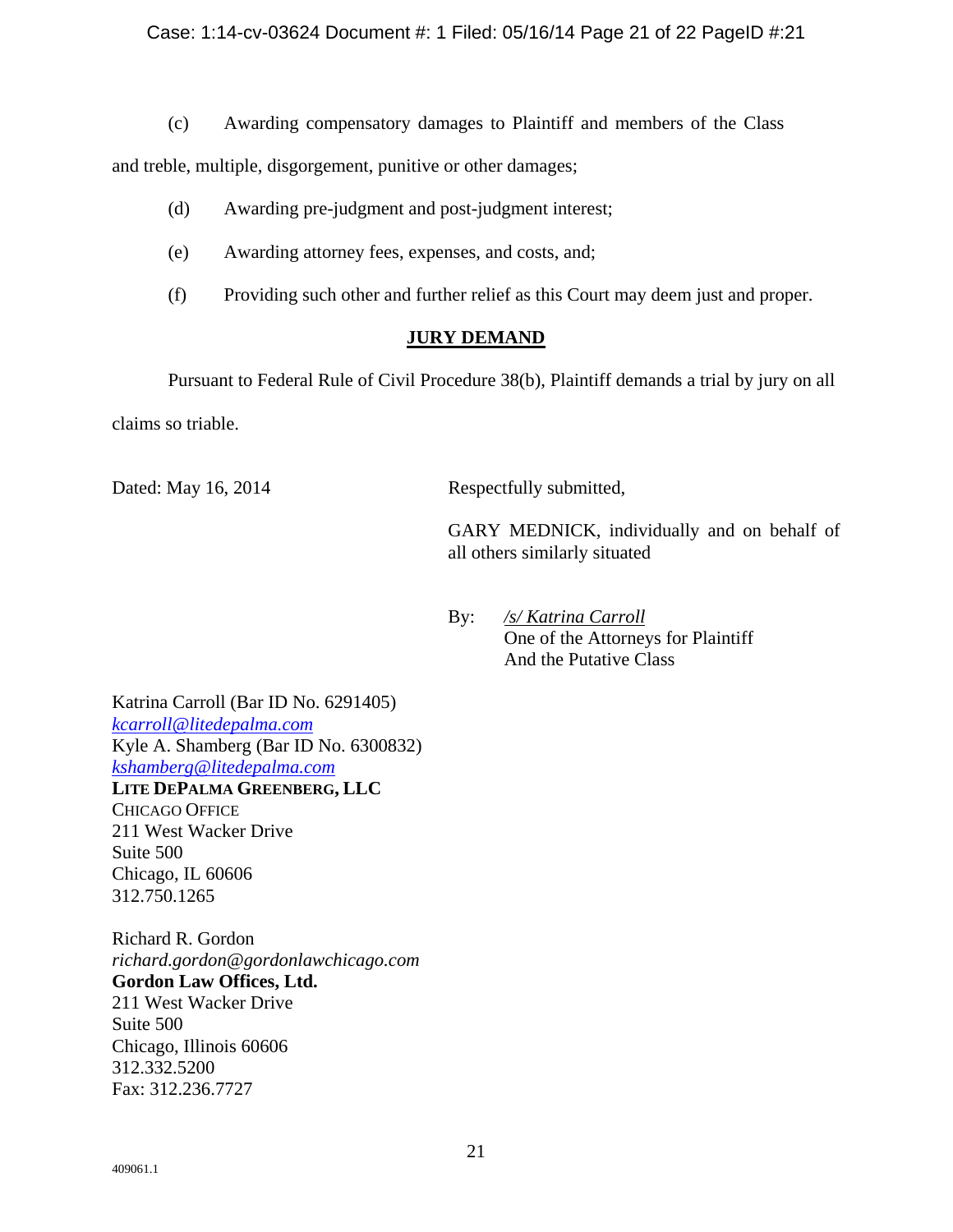(c) Awarding compensatory damages to Plaintiff and members of the Class and treble, multiple, disgorgement, punitive or other damages;

(d) Awarding pre-judgment and post-judgment interest;

(e) Awarding attorney fees, expenses, and costs, and;

(f) Providing such other and further relief as this Court may deem just and proper.

## JURY DEMAND

Pursuant to Federal Rule of Civil Procedure 38(b), Plaintiff demands a trial by jury on all claims so triable.

Dated: May 16, 2014

Respectfully submitted,

GARY MEDNICK, individually and on behalf of all others similarly situated

By: */s/ Katrina Carroll*
One of the Attorneys for Plaintiff
And the Putative Class

Katrina Carroll (Bar ID No. 6291405)
*kcarroll@litedepalma.com*
Kyle A. Shamberg (Bar ID No. 6300832)
*kshamberg@litedepalma.com*
**LITE DEPALMA GREENBERG, LLC**
CHICAGO OFFICE
211 West Wacker Drive
Suite 500
Chicago, IL 60606
312.750.1265

Richard R. Gordon
*richard.gordon@gordonlawchicago.com*
**Gordon Law Offices, Ltd.**
211 West Wacker Drive
Suite 500
Chicago, Illinois 60606
312.332.5200
Fax: 312.236.7727

409061.1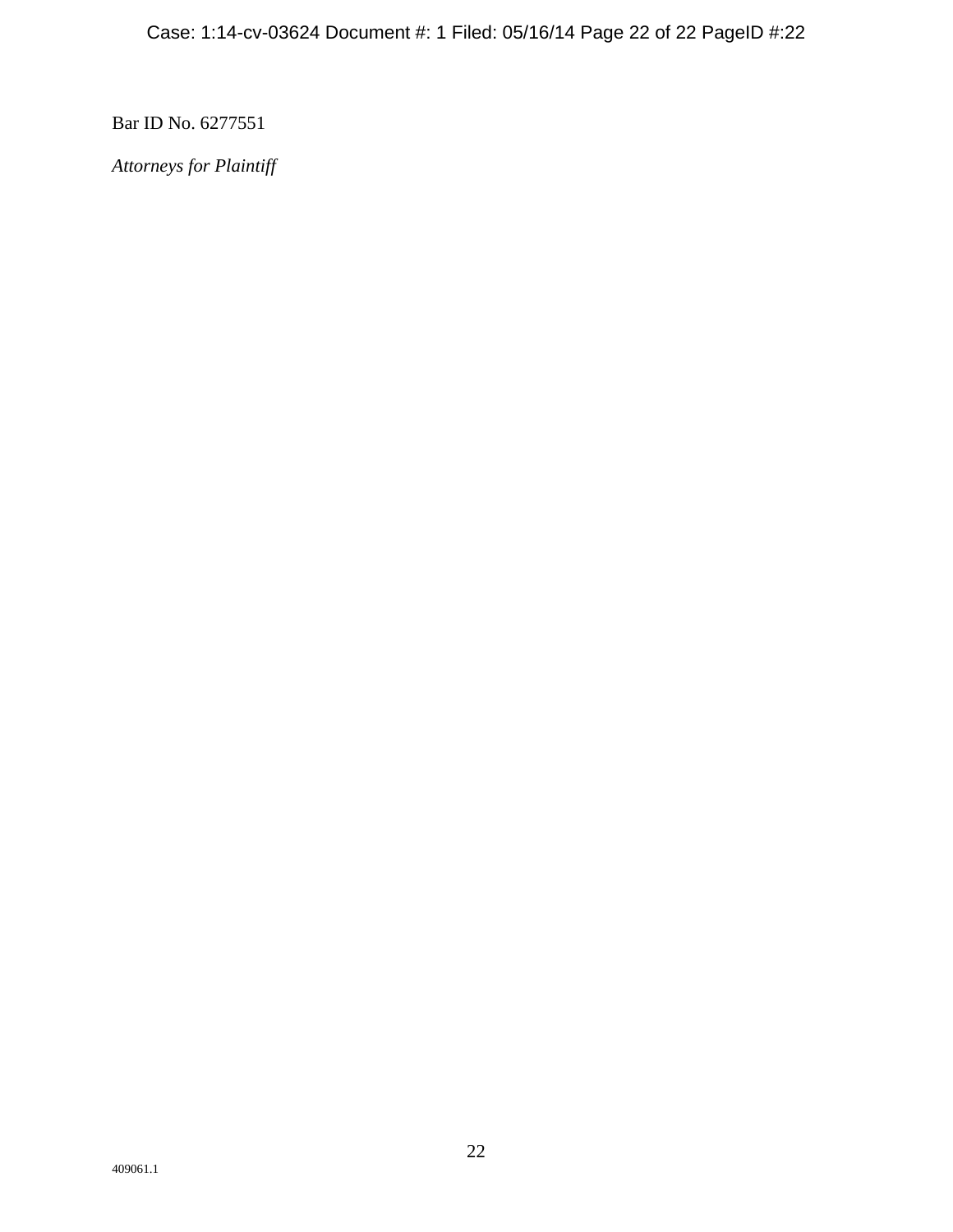Bar ID No. 6277551

*Attorneys for Plaintiff*

409061.1